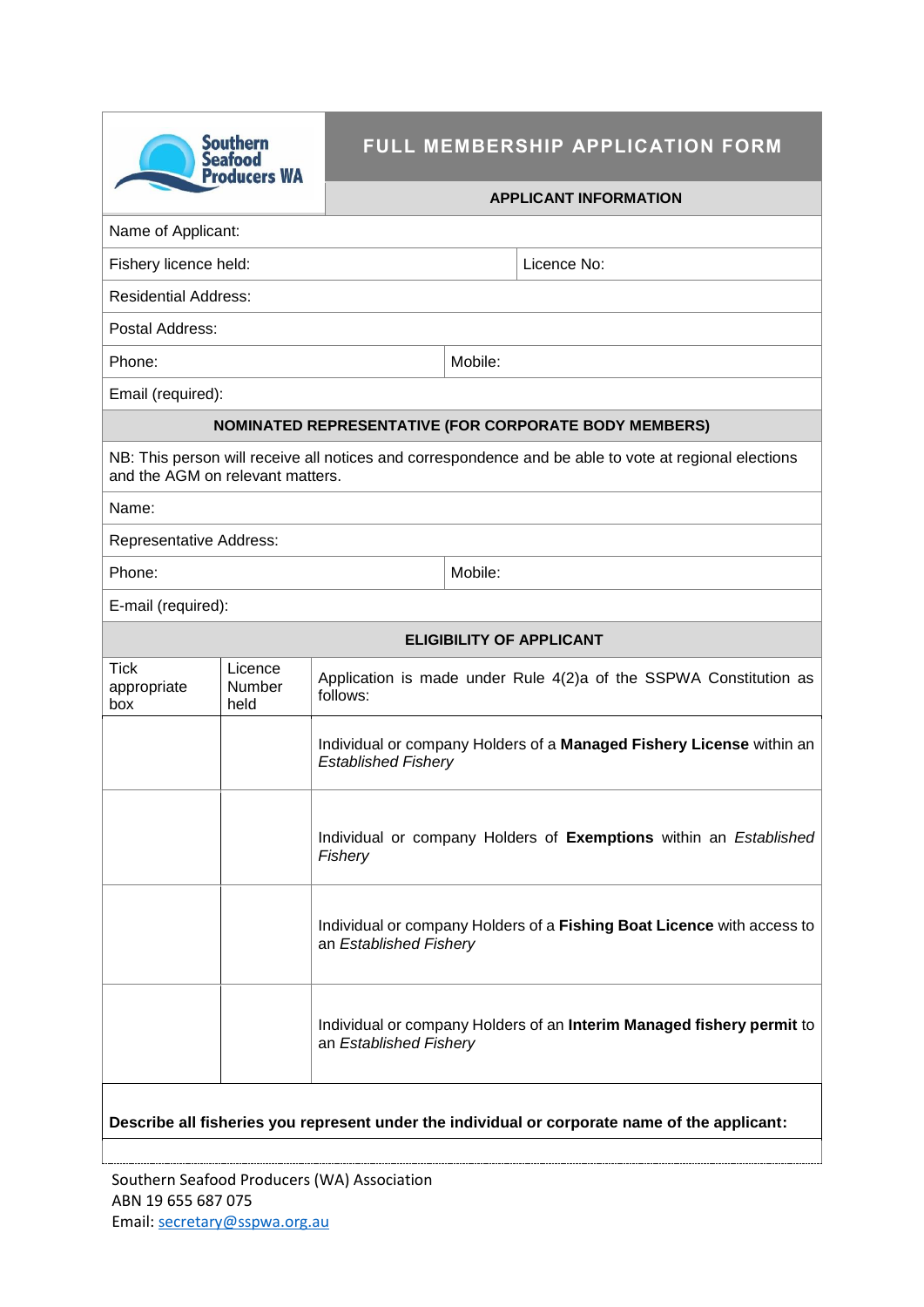Southern Seafood Producers WA

# FULL MEMBERSHIP APPLICATION FORM

## APPLICANT INFORMATION

| | |
|---|---|
| Name of Applicant: | |
| Fishery licence held: | Licence No: |
| Residential Address: | |
| Postal Address: | |
| Phone: | Mobile: |
| Email (required): | |

## NOMINATED REPRESENTATIVE (FOR CORPORATE BODY MEMBERS)

NB: This person will receive all notices and correspondence and be able to vote at regional elections and the AGM on relevant matters.

| | |
|---|---|
| Name: | |
| Representative Address: | |
| Phone: | Mobile: |
| E-mail (required): | |

## ELIGIBILITY OF APPLICANT

| Tick appropriate box | Licence Number held | Application is made under Rule 4(2)a of the SSPWA Constitution as follows: |
|---|---|---|
| | | Individual or company Holders of a **Managed Fishery License** within an *Established Fishery* |
| | | Individual or company Holders of **Exemptions** within an *Established Fishery* |
| | | Individual or company Holders of a **Fishing Boat Licence** with access to an *Established Fishery* |
| | | Individual or company Holders of an **Interim Managed fishery permit** to an *Established Fishery* |

**Describe all fisheries you represent under the individual or corporate name of the applicant:**

Southern Seafood Producers (WA) Association
ABN 19 655 687 075
Email: secretary@sspwa.org.au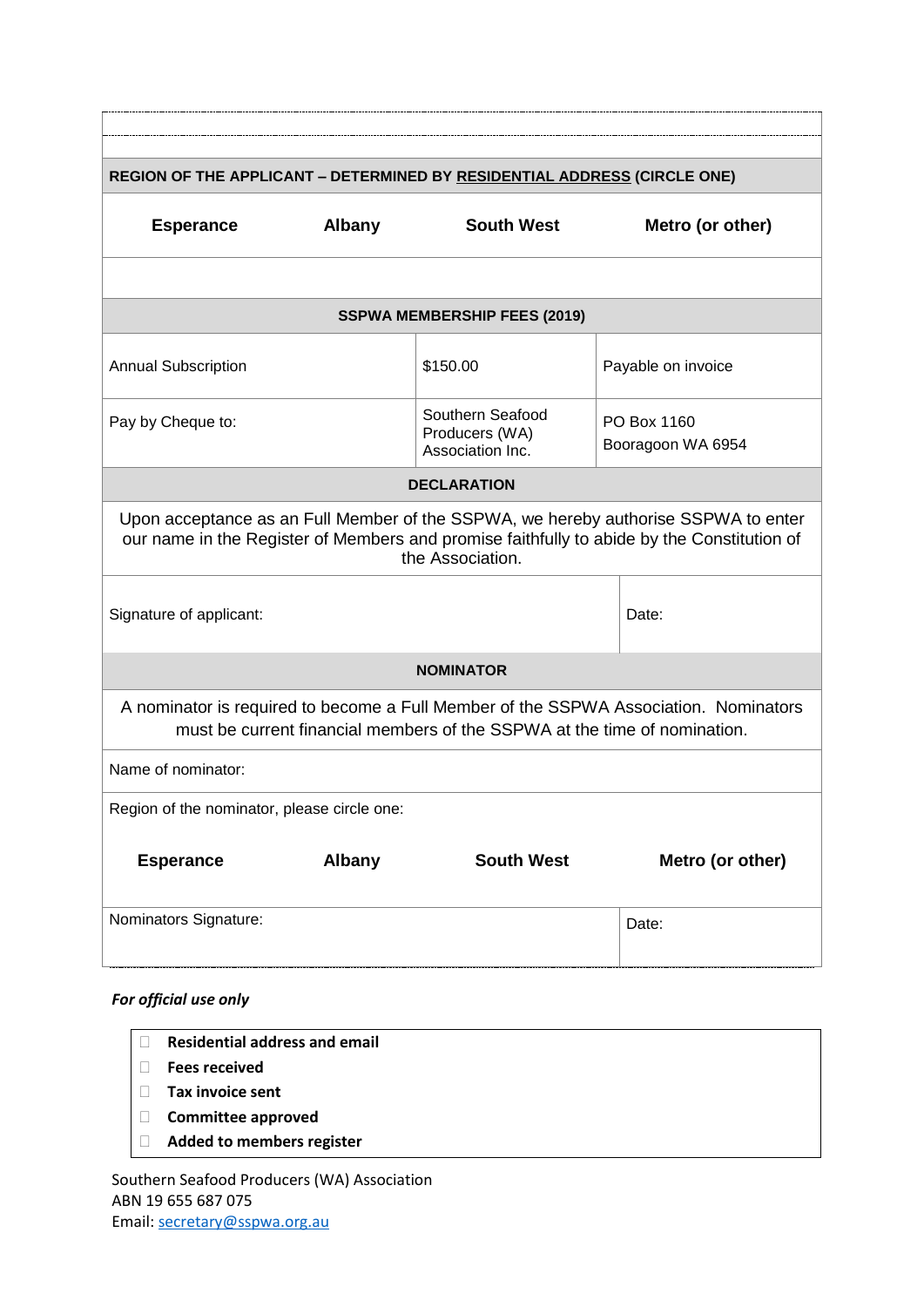| | | | |
|---|---|---|---|
| **REGION OF THE APPLICANT – DETERMINED BY RESIDENTIAL ADDRESS (CIRCLE ONE)** | | | |
| **Esperance** | **Albany** | **South West** | **Metro (or other)** |

| | | |
|---|---|---|
| **SSPWA MEMBERSHIP FEES (2019)** | | |
| Annual Subscription | $150.00 | Payable on invoice |
| Pay by Cheque to: | Southern Seafood Producers (WA) Association Inc. | PO Box 1160 Booragoon WA 6954 |

| | |
|---|---|
| **DECLARATION** | |
| Upon acceptance as an Full Member of the SSPWA, we hereby authorise SSPWA to enter our name in the Register of Members and promise faithfully to abide by the Constitution of the Association. | |
| Signature of applicant: | Date: |

| | | | |
|---|---|---|---|
| **NOMINATOR** | | | |
| A nominator is required to become a Full Member of the SSPWA Association. Nominators must be current financial members of the SSPWA at the time of nomination. | | | |
| Name of nominator: | | | |
| Region of the nominator, please circle one: | | | |
| **Esperance** | **Albany** | **South West** | **Metro (or other)** |
| Nominators Signature: | | | Date: |

***For official use only***

- ☐ **Residential address and email**
- ☐ **Fees received**
- ☐ **Tax invoice sent**
- ☐ **Committee approved**
- ☐ **Added to members register**

Southern Seafood Producers (WA) Association
ABN 19 655 687 075
Email: secretary@sspwa.org.au